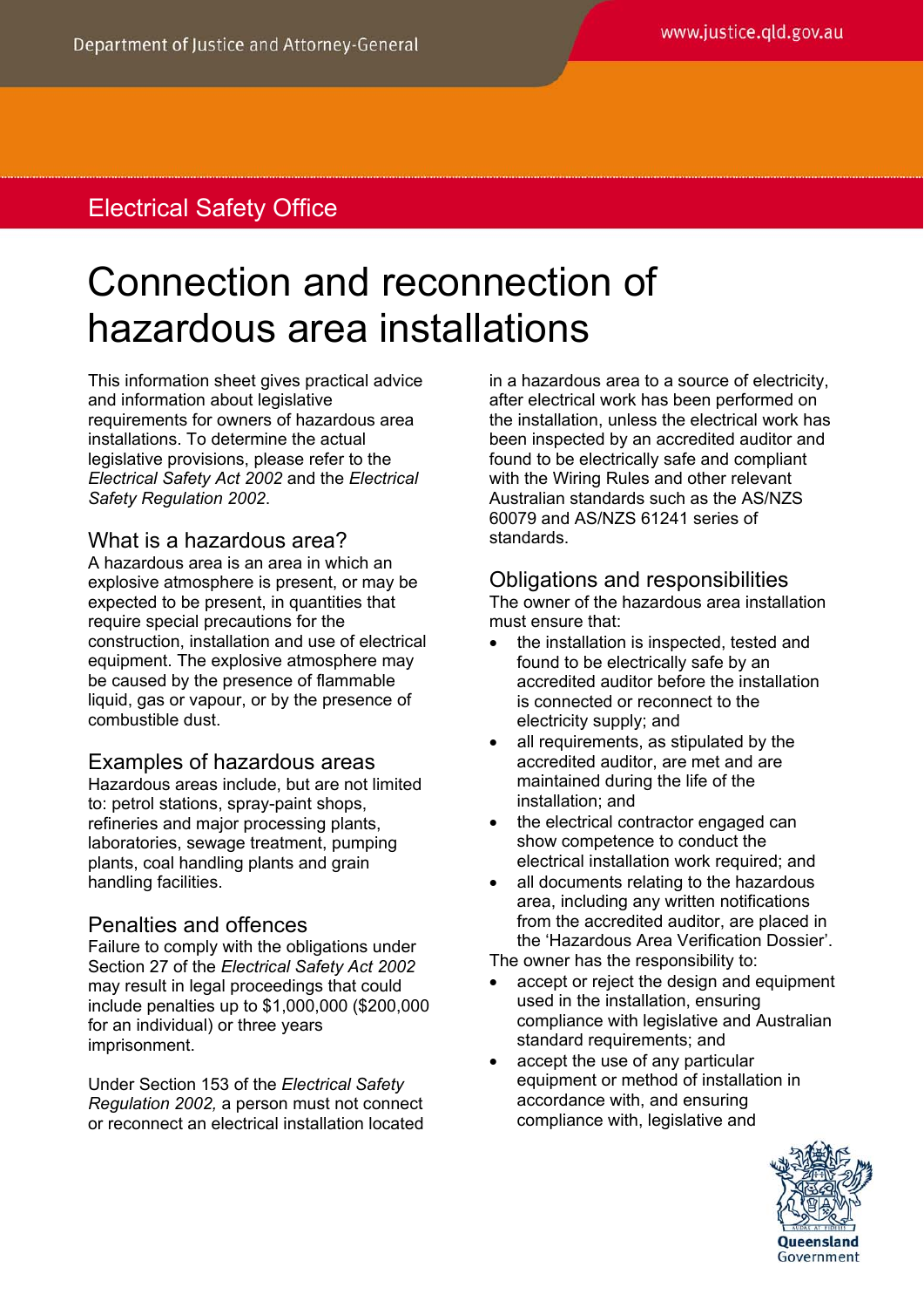Department of Justice and Attorney-General

www.justice.qld.gov.au

Electrical Safety Office

# Connection and reconnection of hazardous area installations

This information sheet gives practical advice and information about legislative requirements for owners of hazardous area installations. To determine the actual legislative provisions, please refer to the *Electrical Safety Act 2002* and the *Electrical Safety Regulation 2002*.

## What is a hazardous area?

A hazardous area is an area in which an explosive atmosphere is present, or may be expected to be present, in quantities that require special precautions for the construction, installation and use of electrical equipment. The explosive atmosphere may be caused by the presence of flammable liquid, gas or vapour, or by the presence of combustible dust.

## Examples of hazardous areas

Hazardous areas include, but are not limited to: petrol stations, spray-paint shops, refineries and major processing plants, laboratories, sewage treatment, pumping plants, coal handling plants and grain handling facilities.

## Penalties and offences

Failure to comply with the obligations under Section 27 of the *Electrical Safety Act 2002* may result in legal proceedings that could include penalties up to $1,000,000 ($200,000 for an individual) or three years imprisonment.

Under Section 153 of the *Electrical Safety Regulation 2002,* a person must not connect or reconnect an electrical installation located in a hazardous area to a source of electricity, after electrical work has been performed on the installation, unless the electrical work has been inspected by an accredited auditor and found to be electrically safe and compliant with the Wiring Rules and other relevant Australian standards such as the AS/NZS 60079 and AS/NZS 61241 series of standards.

## Obligations and responsibilities

The owner of the hazardous area installation must ensure that:

- the installation is inspected, tested and found to be electrically safe by an accredited auditor before the installation is connected or reconnect to the electricity supply; and
- all requirements, as stipulated by the accredited auditor, are met and are maintained during the life of the installation; and
- the electrical contractor engaged can show competence to conduct the electrical installation work required; and
- all documents relating to the hazardous area, including any written notifications from the accredited auditor, are placed in the 'Hazardous Area Verification Dossier'.

The owner has the responsibility to:

- accept or reject the design and equipment used in the installation, ensuring compliance with legislative and Australian standard requirements; and
- accept the use of any particular equipment or method of installation in accordance with, and ensuring compliance with, legislative and

Queensland Government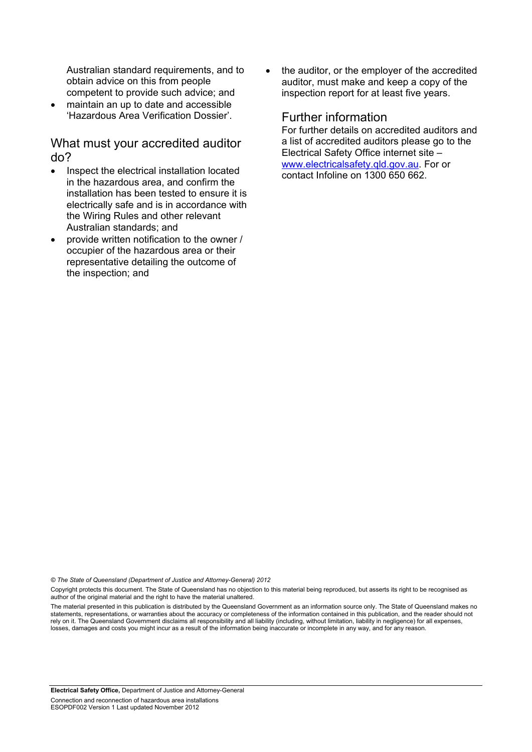Australian standard requirements, and to obtain advice on this from people competent to provide such advice; and
- maintain an up to date and accessible 'Hazardous Area Verification Dossier'.

## What must your accredited auditor do?

- Inspect the electrical installation located in the hazardous area, and confirm the installation has been tested to ensure it is electrically safe and is in accordance with the Wiring Rules and other relevant Australian standards; and
- provide written notification to the owner / occupier of the hazardous area or their representative detailing the outcome of the inspection; and
- the auditor, or the employer of the accredited auditor, must make and keep a copy of the inspection report for at least five years.

## Further information

For further details on accredited auditors and a list of accredited auditors please go to the Electrical Safety Office internet site – www.electricalsafety.qld.gov.au. For or contact Infoline on 1300 650 662.

*© The State of Queensland (Department of Justice and Attorney-General) 2012*

Copyright protects this document. The State of Queensland has no objection to this material being reproduced, but asserts its right to be recognised as author of the original material and the right to have the material unaltered.

The material presented in this publication is distributed by the Queensland Government as an information source only. The State of Queensland makes no statements, representations, or warranties about the accuracy or completeness of the information contained in this publication, and the reader should not rely on it. The Queensland Government disclaims all responsibility and all liability (including, without limitation, liability in negligence) for all expenses, losses, damages and costs you might incur as a result of the information being inaccurate or incomplete in any way, and for any reason.

**Electrical Safety Office,** Department of Justice and Attorney-General

Connection and reconnection of hazardous area installations
ESOPDF002 Version 1 Last updated November 2012